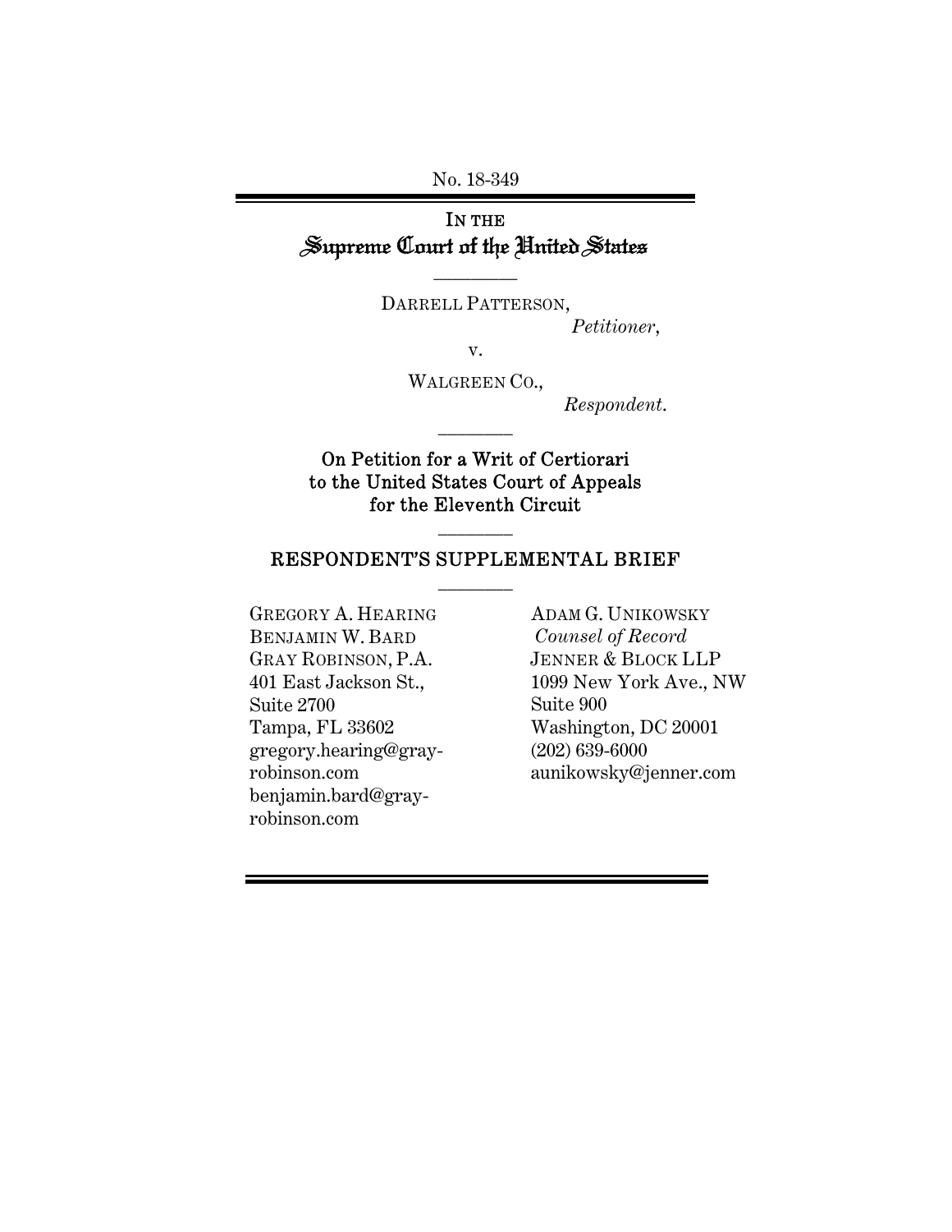No. 18-349

IN THE
# Supreme Court of the United States

---

DARRELL PATTERSON,
*Petitioner*,

v.

WALGREEN CO.,
*Respondent*.

---

On Petition for a Writ of Certiorari
to the United States Court of Appeals
for the Eleventh Circuit

---

## RESPONDENT'S SUPPLEMENTAL BRIEF

---

GREGORY A. HEARING
BENJAMIN W. BARD
GRAY ROBINSON, P.A.
401 East Jackson St.,
Suite 2700
Tampa, FL 33602
gregory.hearing@gray-robinson.com
benjamin.bard@gray-robinson.com

ADAM G. UNIKOWSKY
*Counsel of Record*
JENNER & BLOCK LLP
1099 New York Ave., NW
Suite 900
Washington, DC 20001
(202) 639-6000
aunikowsky@jenner.com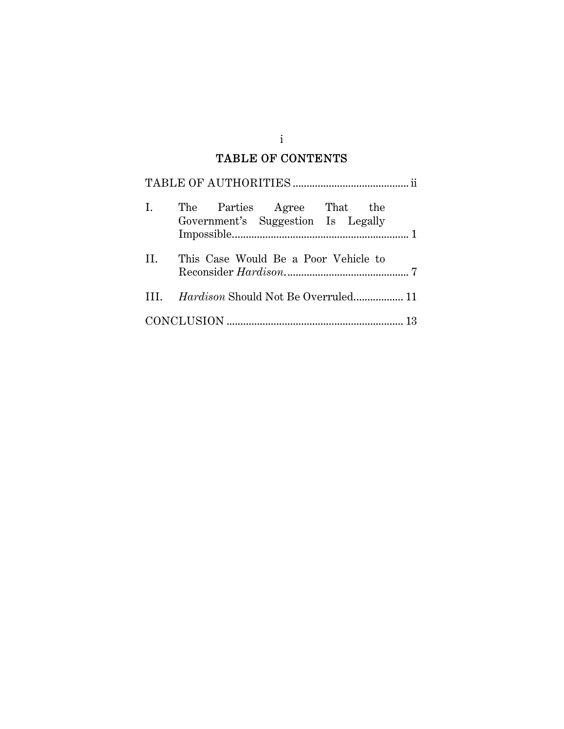# TABLE OF CONTENTS

TABLE OF AUTHORITIES .......................................... ii

I. The Parties Agree That the Government's Suggestion Is Legally Impossible................................................................ 1

II. This Case Would Be a Poor Vehicle to Reconsider *Hardison*............................................. 7

III. *Hardison* Should Not Be Overruled.................. 11

CONCLUSION ................................................................ 13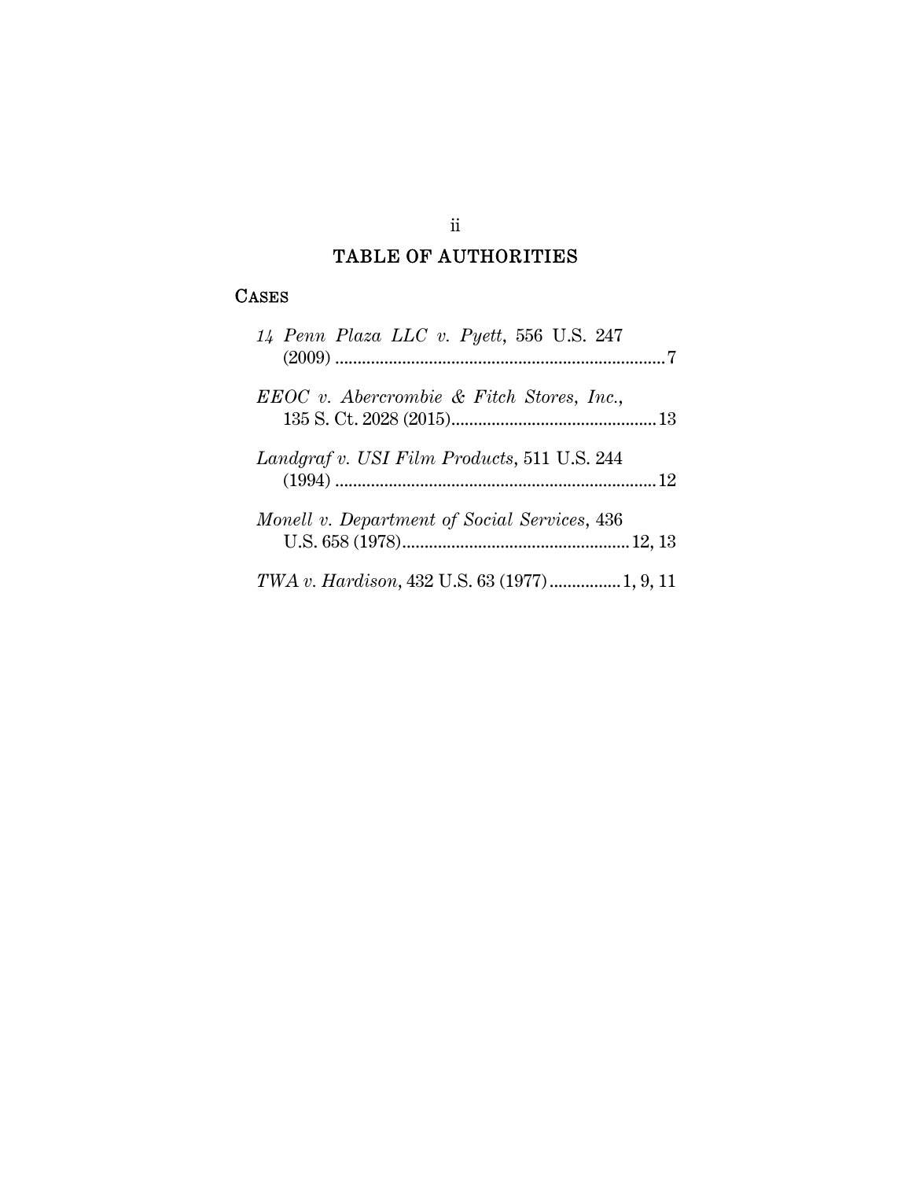# TABLE OF AUTHORITIES

## CASES

*14 Penn Plaza LLC v. Pyett*, 556 U.S. 247 (2009) .......................................................................... 7

*EEOC v. Abercrombie & Fitch Stores, Inc.*, 135 S. Ct. 2028 (2015)............................................. 13

*Landgraf v. USI Film Products*, 511 U.S. 244 (1994) ........................................................................ 12

*Monell v. Department of Social Services*, 436 U.S. 658 (1978).................................................. 12, 13

*TWA v. Hardison*, 432 U.S. 63 (1977) ............... 1, 9, 11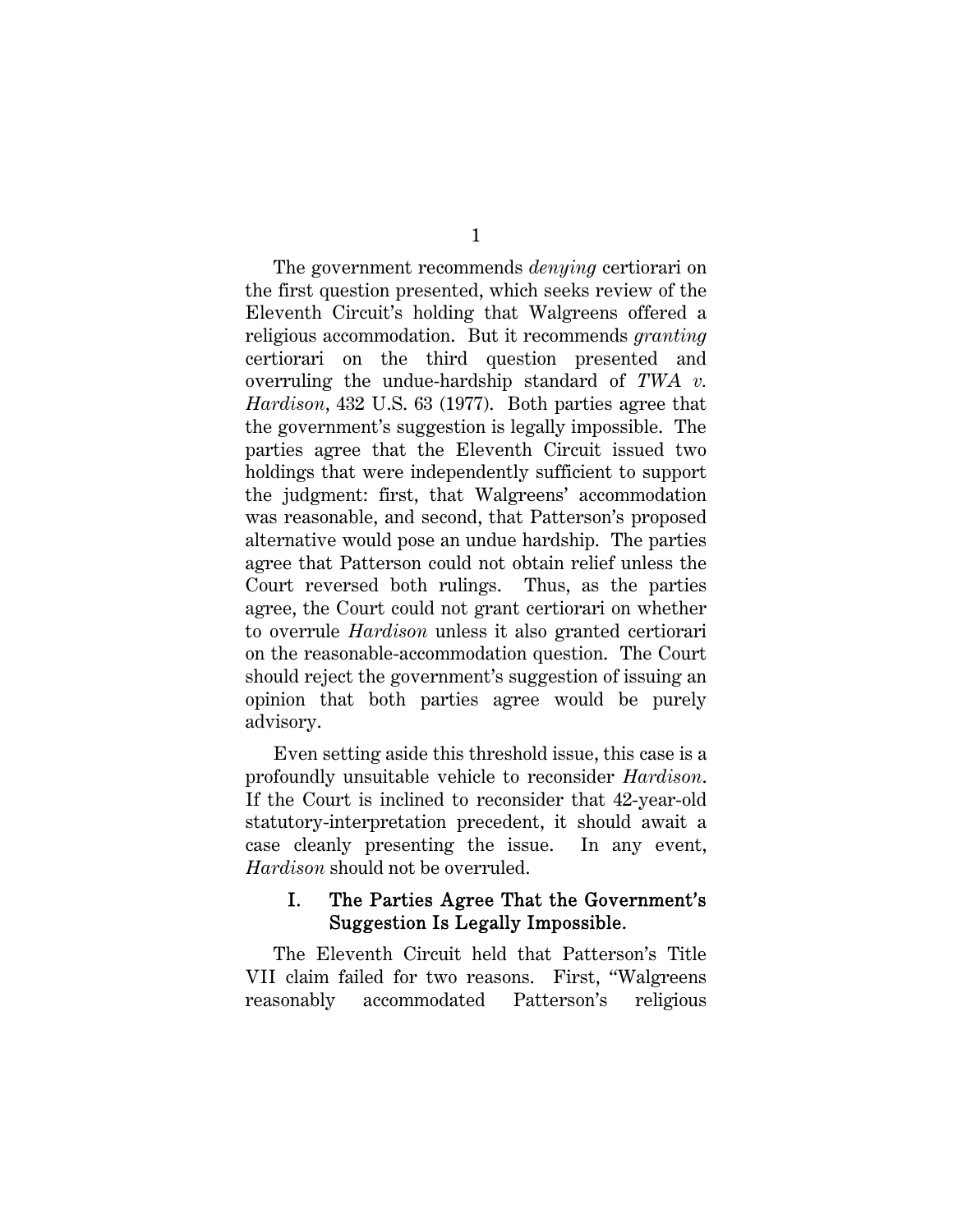The government recommends *denying* certiorari on the first question presented, which seeks review of the Eleventh Circuit's holding that Walgreens offered a religious accommodation. But it recommends *granting* certiorari on the third question presented and overruling the undue-hardship standard of *TWA v. Hardison*, 432 U.S. 63 (1977). Both parties agree that the government's suggestion is legally impossible. The parties agree that the Eleventh Circuit issued two holdings that were independently sufficient to support the judgment: first, that Walgreens' accommodation was reasonable, and second, that Patterson's proposed alternative would pose an undue hardship. The parties agree that Patterson could not obtain relief unless the Court reversed both rulings. Thus, as the parties agree, the Court could not grant certiorari on whether to overrule *Hardison* unless it also granted certiorari on the reasonable-accommodation question. The Court should reject the government's suggestion of issuing an opinion that both parties agree would be purely advisory.

Even setting aside this threshold issue, this case is a profoundly unsuitable vehicle to reconsider *Hardison*. If the Court is inclined to reconsider that 42-year-old statutory-interpretation precedent, it should await a case cleanly presenting the issue. In any event, *Hardison* should not be overruled.

## I. The Parties Agree That the Government's Suggestion Is Legally Impossible.

The Eleventh Circuit held that Patterson's Title VII claim failed for two reasons. First, "Walgreens reasonably accommodated Patterson's religious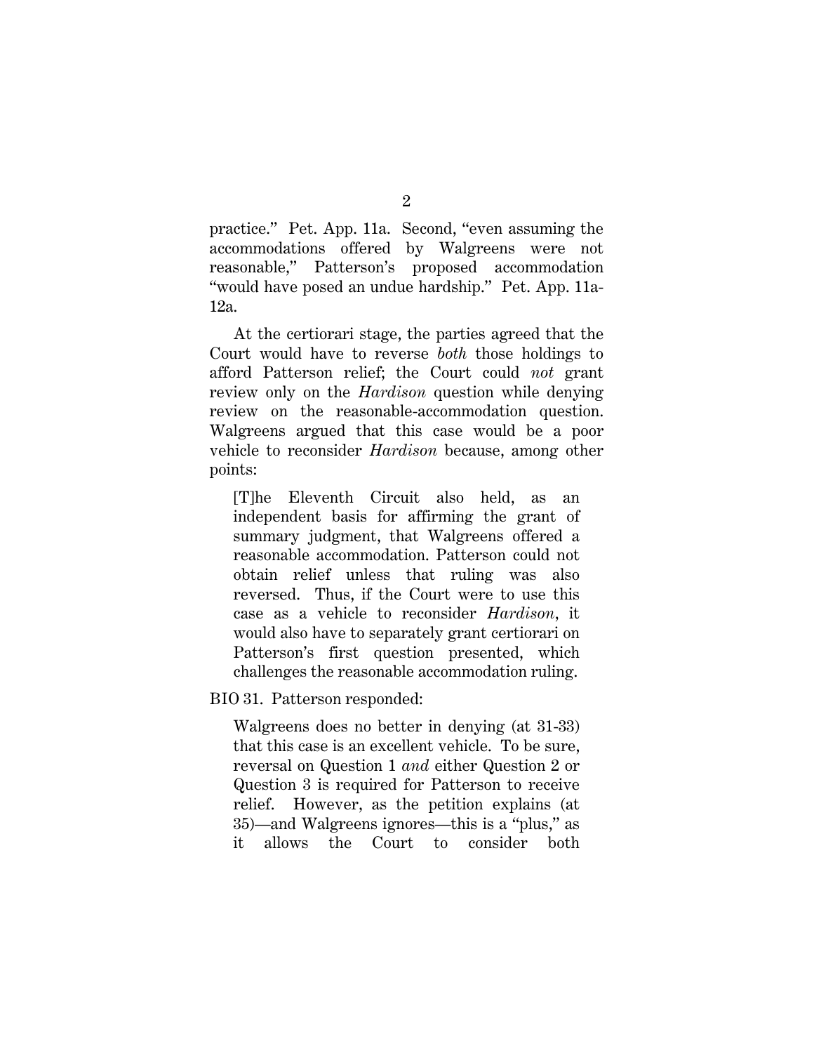practice." Pet. App. 11a. Second, "even assuming the accommodations offered by Walgreens were not reasonable," Patterson's proposed accommodation "would have posed an undue hardship." Pet. App. 11a-12a.

At the certiorari stage, the parties agreed that the Court would have to reverse *both* those holdings to afford Patterson relief; the Court could *not* grant review only on the *Hardison* question while denying review on the reasonable-accommodation question. Walgreens argued that this case would be a poor vehicle to reconsider *Hardison* because, among other points:

> [T]he Eleventh Circuit also held, as an independent basis for affirming the grant of summary judgment, that Walgreens offered a reasonable accommodation. Patterson could not obtain relief unless that ruling was also reversed. Thus, if the Court were to use this case as a vehicle to reconsider *Hardison*, it would also have to separately grant certiorari on Patterson's first question presented, which challenges the reasonable accommodation ruling.

BIO 31. Patterson responded:

> Walgreens does no better in denying (at 31-33) that this case is an excellent vehicle. To be sure, reversal on Question 1 *and* either Question 2 or Question 3 is required for Patterson to receive relief. However, as the petition explains (at 35)—and Walgreens ignores—this is a "plus," as it allows the Court to consider both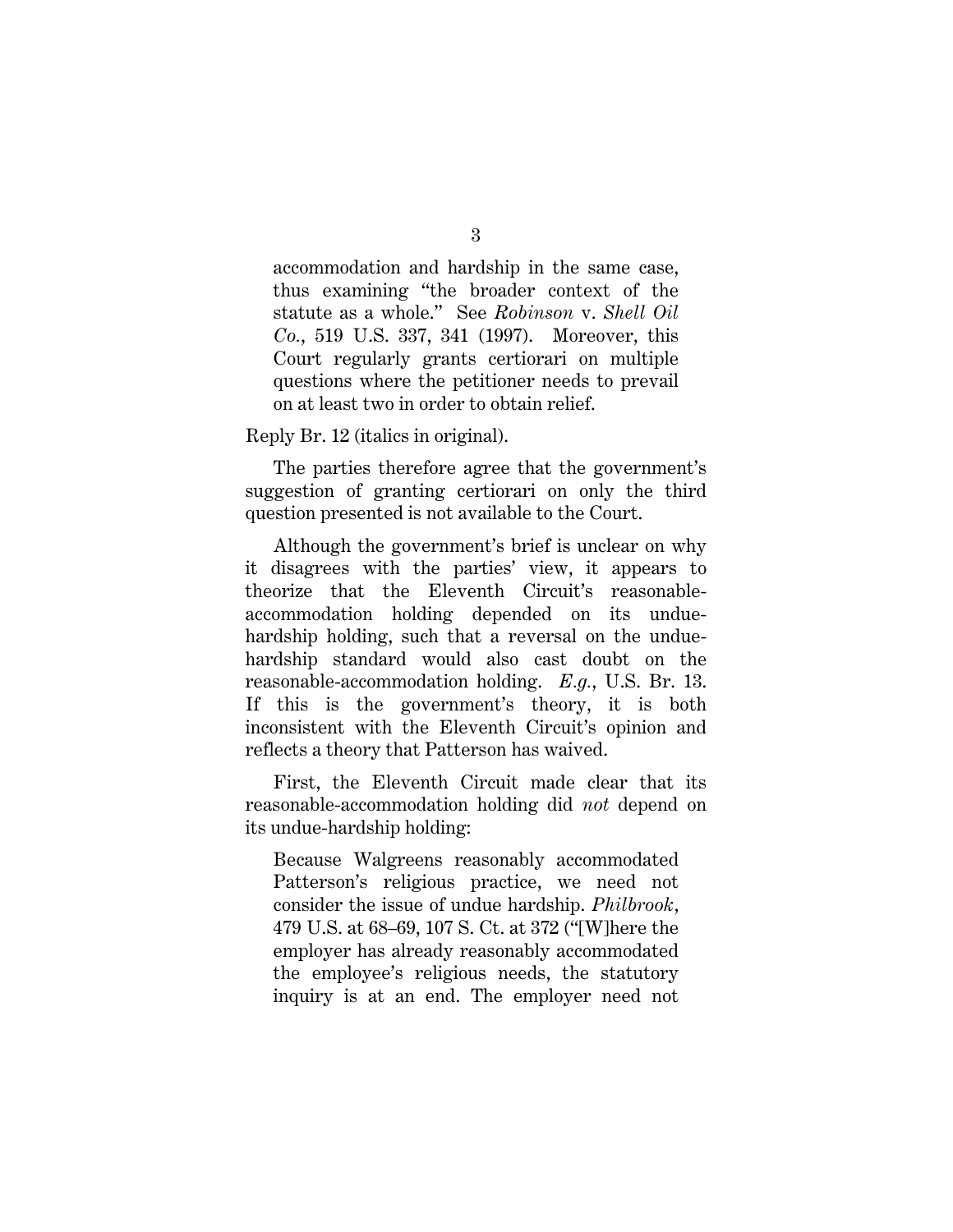> accommodation and hardship in the same case, thus examining "the broader context of the statute as a whole." See *Robinson* v. *Shell Oil Co.*, 519 U.S. 337, 341 (1997). Moreover, this Court regularly grants certiorari on multiple questions where the petitioner needs to prevail on at least two in order to obtain relief.

Reply Br. 12 (italics in original).

The parties therefore agree that the government's suggestion of granting certiorari on only the third question presented is not available to the Court.

Although the government's brief is unclear on why it disagrees with the parties' view, it appears to theorize that the Eleventh Circuit's reasonable-accommodation holding depended on its undue-hardship holding, such that a reversal on the undue-hardship standard would also cast doubt on the reasonable-accommodation holding. *E.g.*, U.S. Br. 13. If this is the government's theory, it is both inconsistent with the Eleventh Circuit's opinion and reflects a theory that Patterson has waived.

First, the Eleventh Circuit made clear that its reasonable-accommodation holding did *not* depend on its undue-hardship holding:

> Because Walgreens reasonably accommodated Patterson's religious practice, we need not consider the issue of undue hardship. *Philbrook*, 479 U.S. at 68–69, 107 S. Ct. at 372 ("[W]here the employer has already reasonably accommodated the employee's religious needs, the statutory inquiry is at an end. The employer need not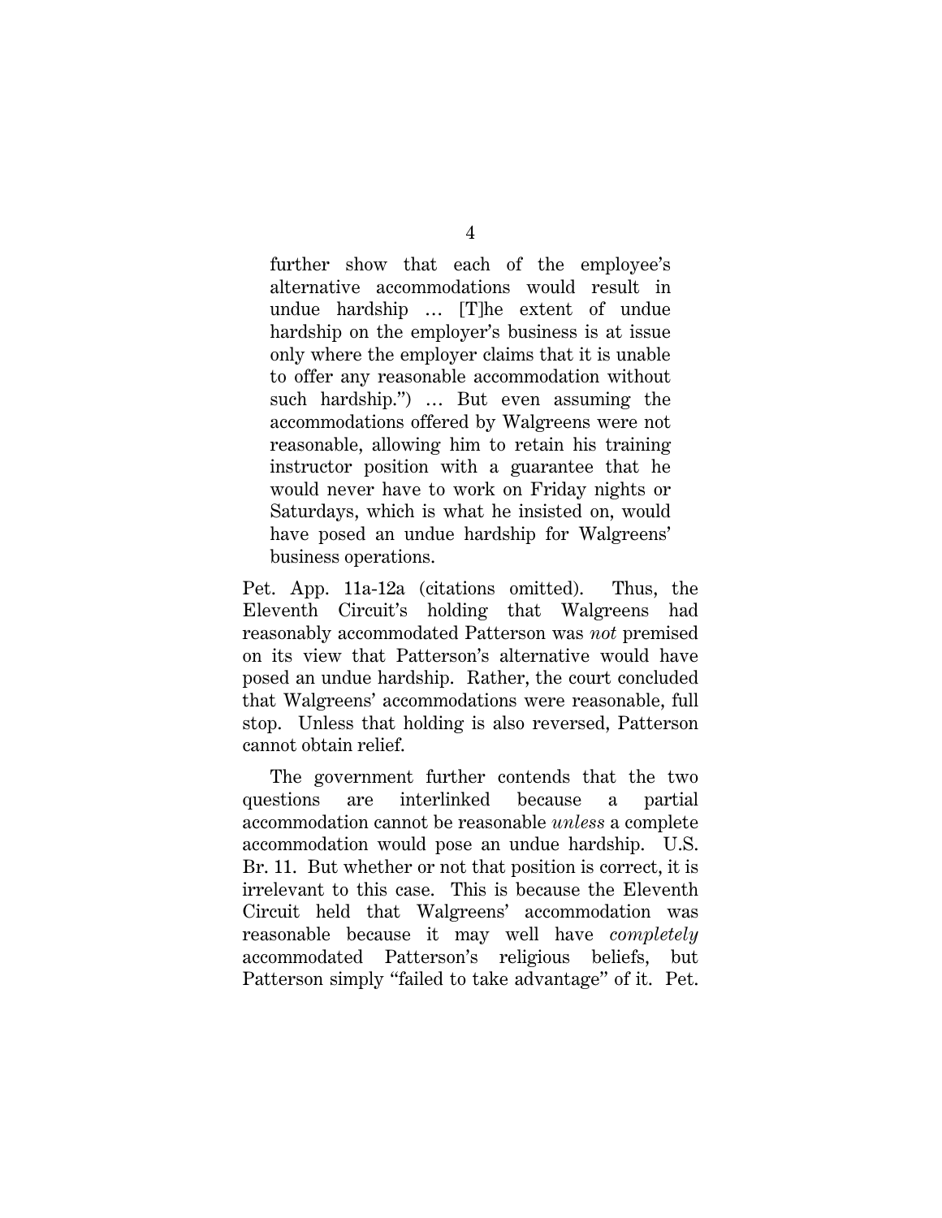> further show that each of the employee's alternative accommodations would result in undue hardship … [T]he extent of undue hardship on the employer's business is at issue only where the employer claims that it is unable to offer any reasonable accommodation without such hardship.") … But even assuming the accommodations offered by Walgreens were not reasonable, allowing him to retain his training instructor position with a guarantee that he would never have to work on Friday nights or Saturdays, which is what he insisted on, would have posed an undue hardship for Walgreens' business operations.

Pet. App. 11a-12a (citations omitted). Thus, the Eleventh Circuit's holding that Walgreens had reasonably accommodated Patterson was *not* premised on its view that Patterson's alternative would have posed an undue hardship. Rather, the court concluded that Walgreens' accommodations were reasonable, full stop. Unless that holding is also reversed, Patterson cannot obtain relief.

The government further contends that the two questions are interlinked because a partial accommodation cannot be reasonable *unless* a complete accommodation would pose an undue hardship. U.S. Br. 11. But whether or not that position is correct, it is irrelevant to this case. This is because the Eleventh Circuit held that Walgreens' accommodation was reasonable because it may well have *completely* accommodated Patterson's religious beliefs, but Patterson simply "failed to take advantage" of it. Pet.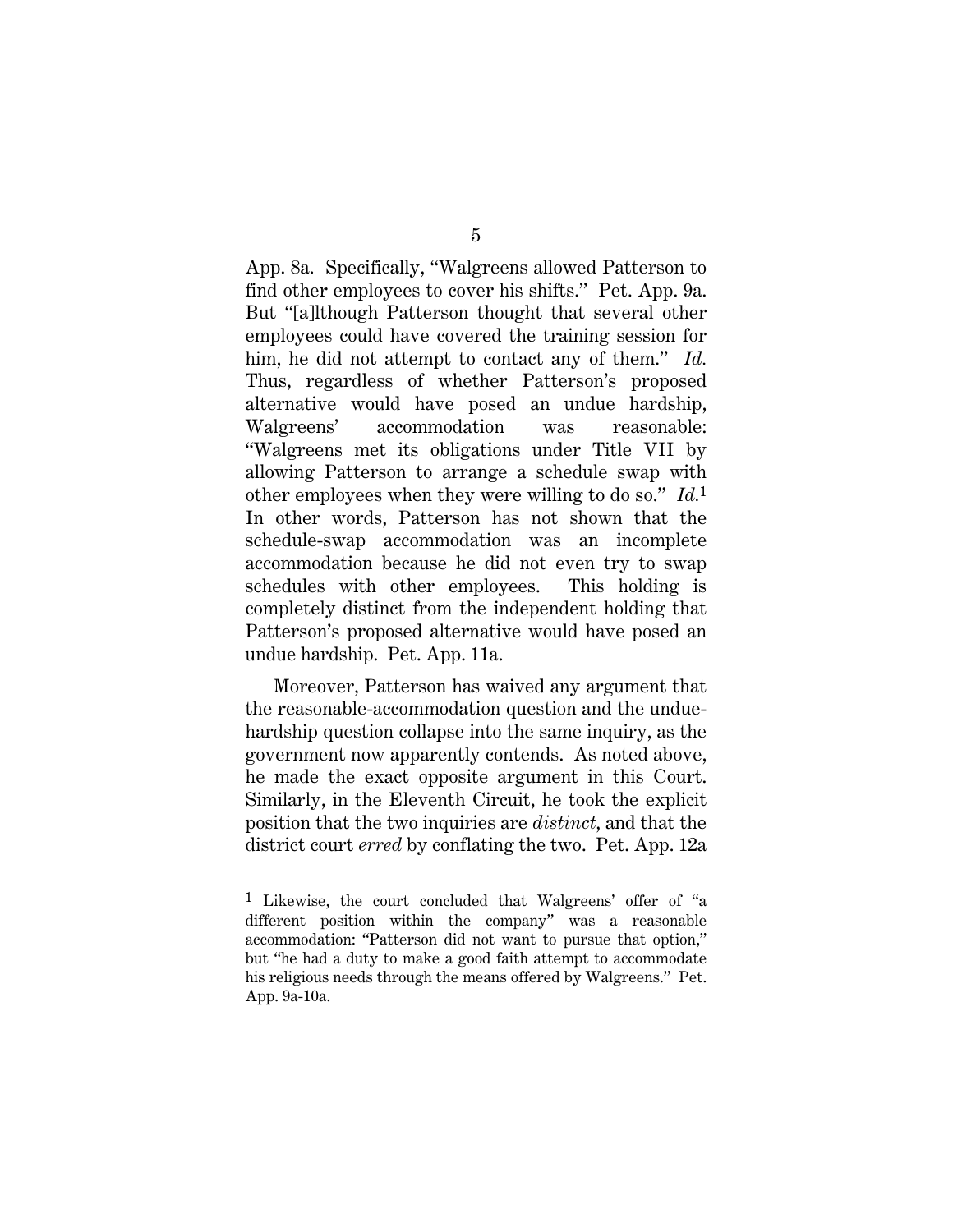App. 8a. Specifically, "Walgreens allowed Patterson to find other employees to cover his shifts." Pet. App. 9a. But "[a]lthough Patterson thought that several other employees could have covered the training session for him, he did not attempt to contact any of them." *Id.* Thus, regardless of whether Patterson's proposed alternative would have posed an undue hardship, Walgreens' accommodation was reasonable: "Walgreens met its obligations under Title VII by allowing Patterson to arrange a schedule swap with other employees when they were willing to do so." *Id.*[1] In other words, Patterson has not shown that the schedule-swap accommodation was an incomplete accommodation because he did not even try to swap schedules with other employees. This holding is completely distinct from the independent holding that Patterson's proposed alternative would have posed an undue hardship. Pet. App. 11a.

Moreover, Patterson has waived any argument that the reasonable-accommodation question and the undue-hardship question collapse into the same inquiry, as the government now apparently contends. As noted above, he made the exact opposite argument in this Court. Similarly, in the Eleventh Circuit, he took the explicit position that the two inquiries are *distinct*, and that the district court *erred* by conflating the two. Pet. App. 12a

---

[1] Likewise, the court concluded that Walgreens' offer of "a different position within the company" was a reasonable accommodation: "Patterson did not want to pursue that option," but "he had a duty to make a good faith attempt to accommodate his religious needs through the means offered by Walgreens." Pet. App. 9a-10a.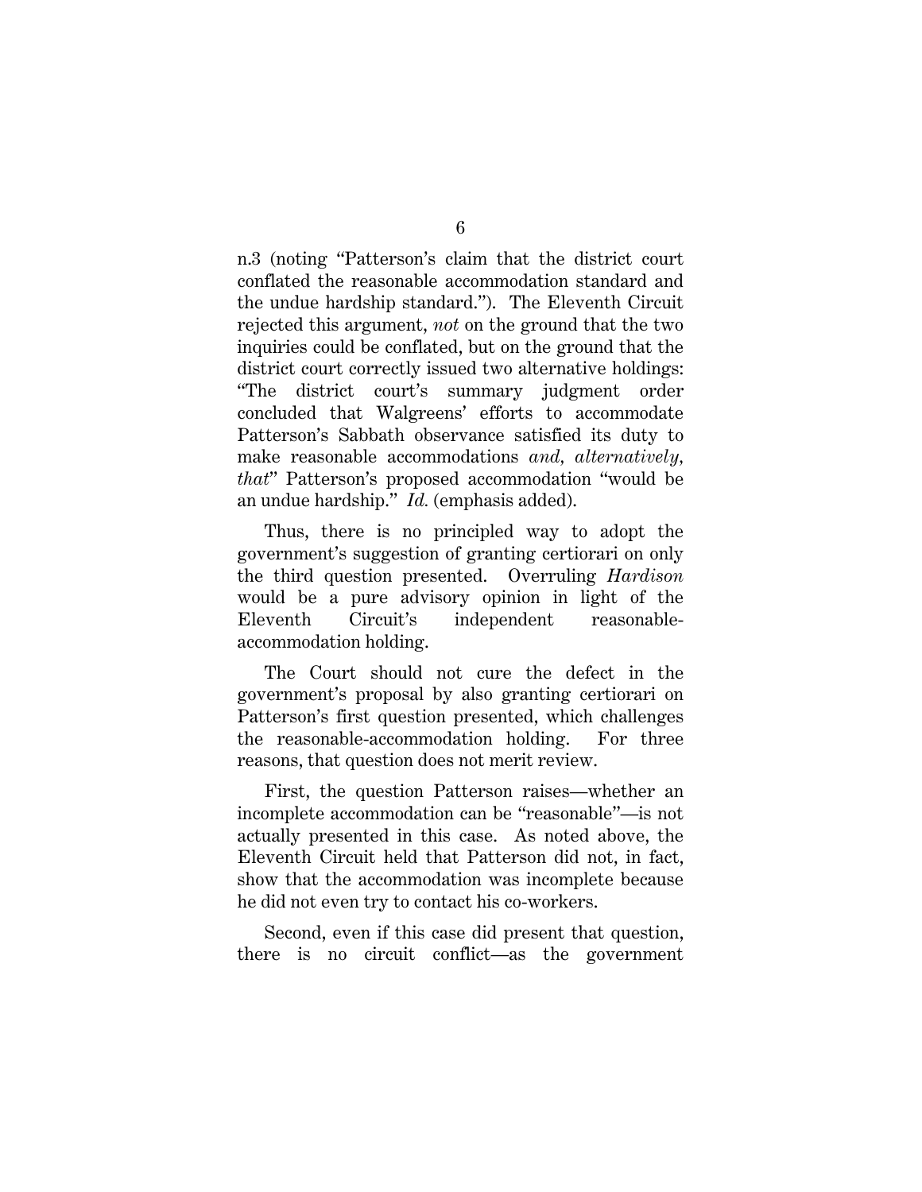n.3 (noting "Patterson's claim that the district court conflated the reasonable accommodation standard and the undue hardship standard."). The Eleventh Circuit rejected this argument, *not* on the ground that the two inquiries could be conflated, but on the ground that the district court correctly issued two alternative holdings: "The district court's summary judgment order concluded that Walgreens' efforts to accommodate Patterson's Sabbath observance satisfied its duty to make reasonable accommodations *and, alternatively, that*" Patterson's proposed accommodation "would be an undue hardship." *Id.* (emphasis added).

Thus, there is no principled way to adopt the government's suggestion of granting certiorari on only the third question presented. Overruling *Hardison* would be a pure advisory opinion in light of the Eleventh Circuit's independent reasonable-accommodation holding.

The Court should not cure the defect in the government's proposal by also granting certiorari on Patterson's first question presented, which challenges the reasonable-accommodation holding. For three reasons, that question does not merit review.

First, the question Patterson raises—whether an incomplete accommodation can be "reasonable"—is not actually presented in this case. As noted above, the Eleventh Circuit held that Patterson did not, in fact, show that the accommodation was incomplete because he did not even try to contact his co-workers.

Second, even if this case did present that question, there is no circuit conflict—as the government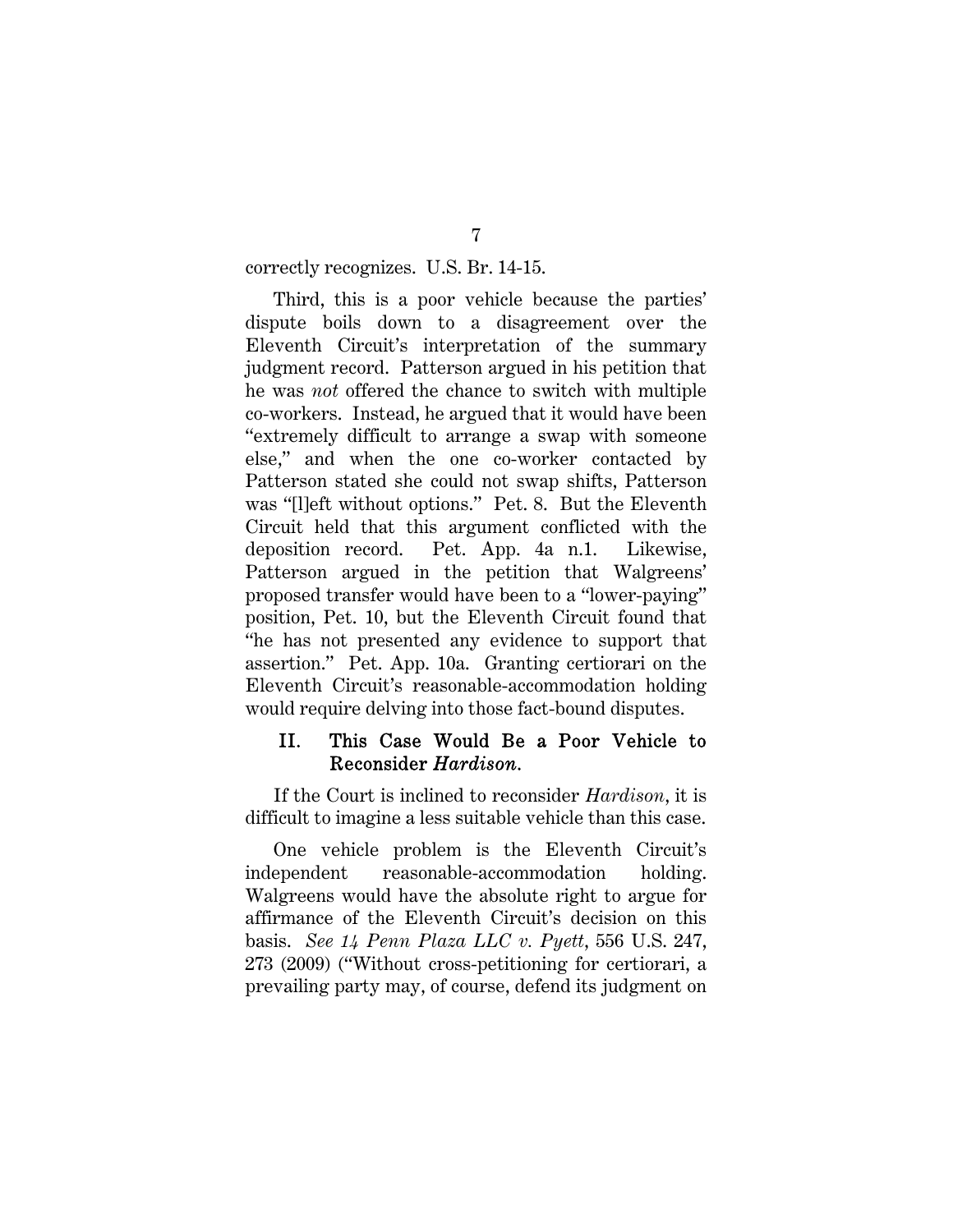correctly recognizes. U.S. Br. 14-15.

Third, this is a poor vehicle because the parties' dispute boils down to a disagreement over the Eleventh Circuit's interpretation of the summary judgment record. Patterson argued in his petition that he was *not* offered the chance to switch with multiple co-workers. Instead, he argued that it would have been "extremely difficult to arrange a swap with someone else," and when the one co-worker contacted by Patterson stated she could not swap shifts, Patterson was "[l]eft without options." Pet. 8. But the Eleventh Circuit held that this argument conflicted with the deposition record. Pet. App. 4a n.1. Likewise, Patterson argued in the petition that Walgreens' proposed transfer would have been to a "lower-paying" position, Pet. 10, but the Eleventh Circuit found that "he has not presented any evidence to support that assertion." Pet. App. 10a. Granting certiorari on the Eleventh Circuit's reasonable-accommodation holding would require delving into those fact-bound disputes.

## II. This Case Would Be a Poor Vehicle to Reconsider *Hardison*.

If the Court is inclined to reconsider *Hardison*, it is difficult to imagine a less suitable vehicle than this case.

One vehicle problem is the Eleventh Circuit's independent reasonable-accommodation holding. Walgreens would have the absolute right to argue for affirmance of the Eleventh Circuit's decision on this basis. *See 14 Penn Plaza LLC v. Pyett*, 556 U.S. 247, 273 (2009) ("Without cross-petitioning for certiorari, a prevailing party may, of course, defend its judgment on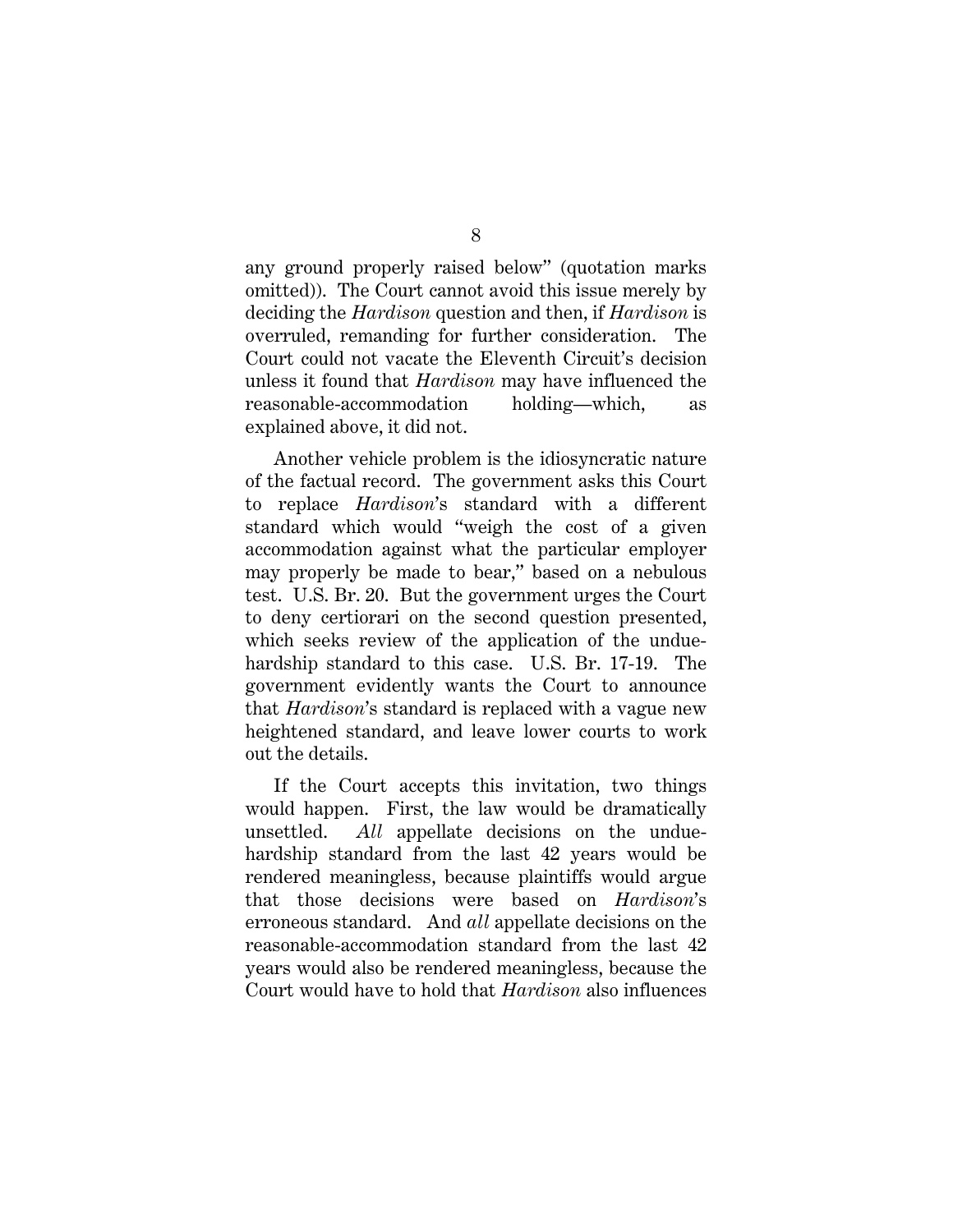any ground properly raised below" (quotation marks omitted)). The Court cannot avoid this issue merely by deciding the *Hardison* question and then, if *Hardison* is overruled, remanding for further consideration. The Court could not vacate the Eleventh Circuit's decision unless it found that *Hardison* may have influenced the reasonable-accommodation holding—which, as explained above, it did not.

Another vehicle problem is the idiosyncratic nature of the factual record. The government asks this Court to replace *Hardison*'s standard with a different standard which would "weigh the cost of a given accommodation against what the particular employer may properly be made to bear," based on a nebulous test. U.S. Br. 20. But the government urges the Court to deny certiorari on the second question presented, which seeks review of the application of the undue-hardship standard to this case. U.S. Br. 17-19. The government evidently wants the Court to announce that *Hardison*'s standard is replaced with a vague new heightened standard, and leave lower courts to work out the details.

If the Court accepts this invitation, two things would happen. First, the law would be dramatically unsettled. *All* appellate decisions on the undue-hardship standard from the last 42 years would be rendered meaningless, because plaintiffs would argue that those decisions were based on *Hardison*'s erroneous standard. And *all* appellate decisions on the reasonable-accommodation standard from the last 42 years would also be rendered meaningless, because the Court would have to hold that *Hardison* also influences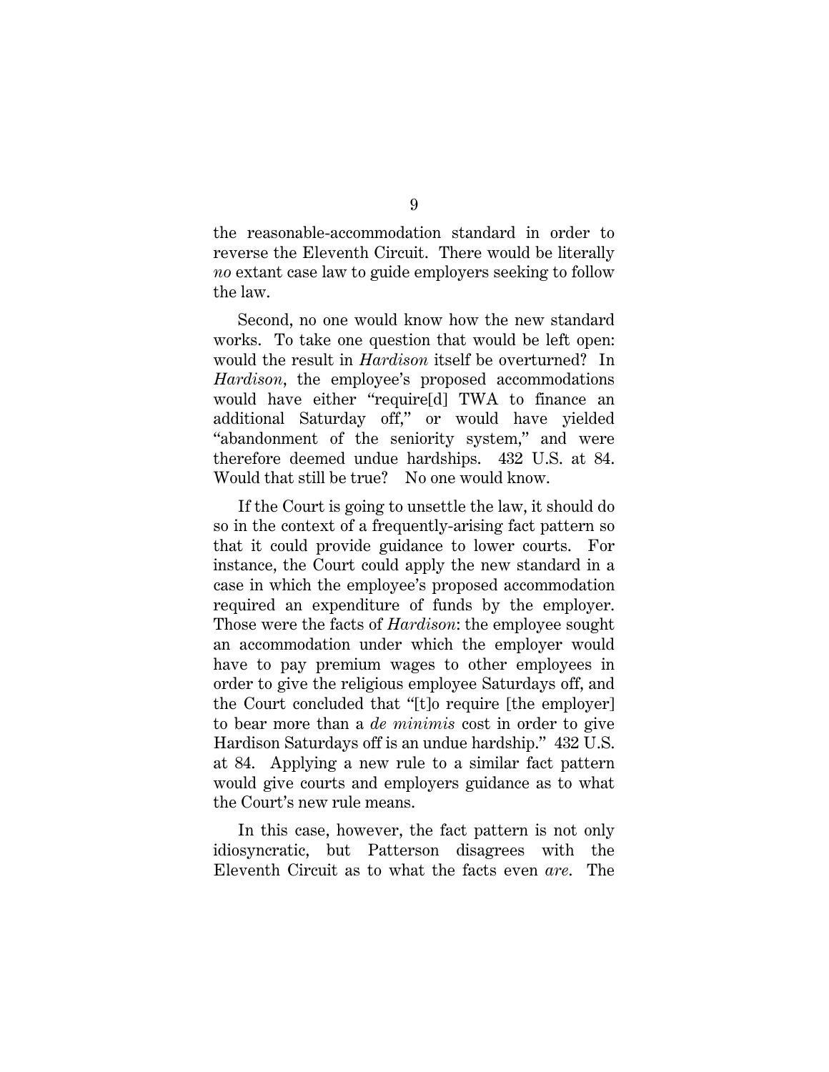the reasonable-accommodation standard in order to reverse the Eleventh Circuit. There would be literally *no* extant case law to guide employers seeking to follow the law.

Second, no one would know how the new standard works. To take one question that would be left open: would the result in *Hardison* itself be overturned? In *Hardison*, the employee's proposed accommodations would have either "require[d] TWA to finance an additional Saturday off," or would have yielded "abandonment of the seniority system," and were therefore deemed undue hardships. 432 U.S. at 84. Would that still be true? No one would know.

If the Court is going to unsettle the law, it should do so in the context of a frequently-arising fact pattern so that it could provide guidance to lower courts. For instance, the Court could apply the new standard in a case in which the employee's proposed accommodation required an expenditure of funds by the employer. Those were the facts of *Hardison*: the employee sought an accommodation under which the employer would have to pay premium wages to other employees in order to give the religious employee Saturdays off, and the Court concluded that "[t]o require [the employer] to bear more than a *de minimis* cost in order to give Hardison Saturdays off is an undue hardship." 432 U.S. at 84. Applying a new rule to a similar fact pattern would give courts and employers guidance as to what the Court's new rule means.

In this case, however, the fact pattern is not only idiosyncratic, but Patterson disagrees with the Eleventh Circuit as to what the facts even *are*. The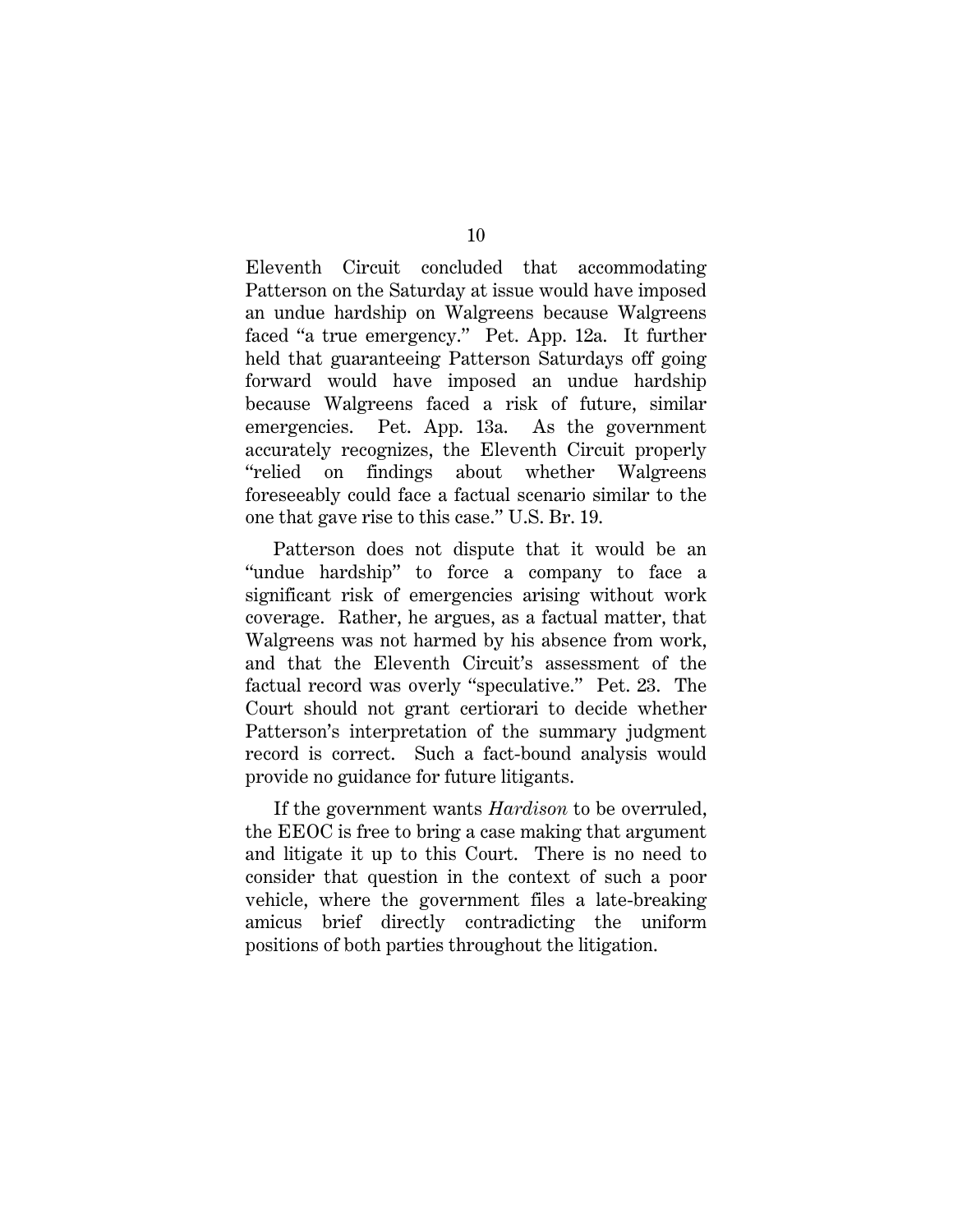Eleventh Circuit concluded that accommodating Patterson on the Saturday at issue would have imposed an undue hardship on Walgreens because Walgreens faced "a true emergency." Pet. App. 12a. It further held that guaranteeing Patterson Saturdays off going forward would have imposed an undue hardship because Walgreens faced a risk of future, similar emergencies. Pet. App. 13a. As the government accurately recognizes, the Eleventh Circuit properly "relied on findings about whether Walgreens foreseeably could face a factual scenario similar to the one that gave rise to this case." U.S. Br. 19.

Patterson does not dispute that it would be an "undue hardship" to force a company to face a significant risk of emergencies arising without work coverage. Rather, he argues, as a factual matter, that Walgreens was not harmed by his absence from work, and that the Eleventh Circuit's assessment of the factual record was overly "speculative." Pet. 23. The Court should not grant certiorari to decide whether Patterson's interpretation of the summary judgment record is correct. Such a fact-bound analysis would provide no guidance for future litigants.

If the government wants *Hardison* to be overruled, the EEOC is free to bring a case making that argument and litigate it up to this Court. There is no need to consider that question in the context of such a poor vehicle, where the government files a late-breaking amicus brief directly contradicting the uniform positions of both parties throughout the litigation.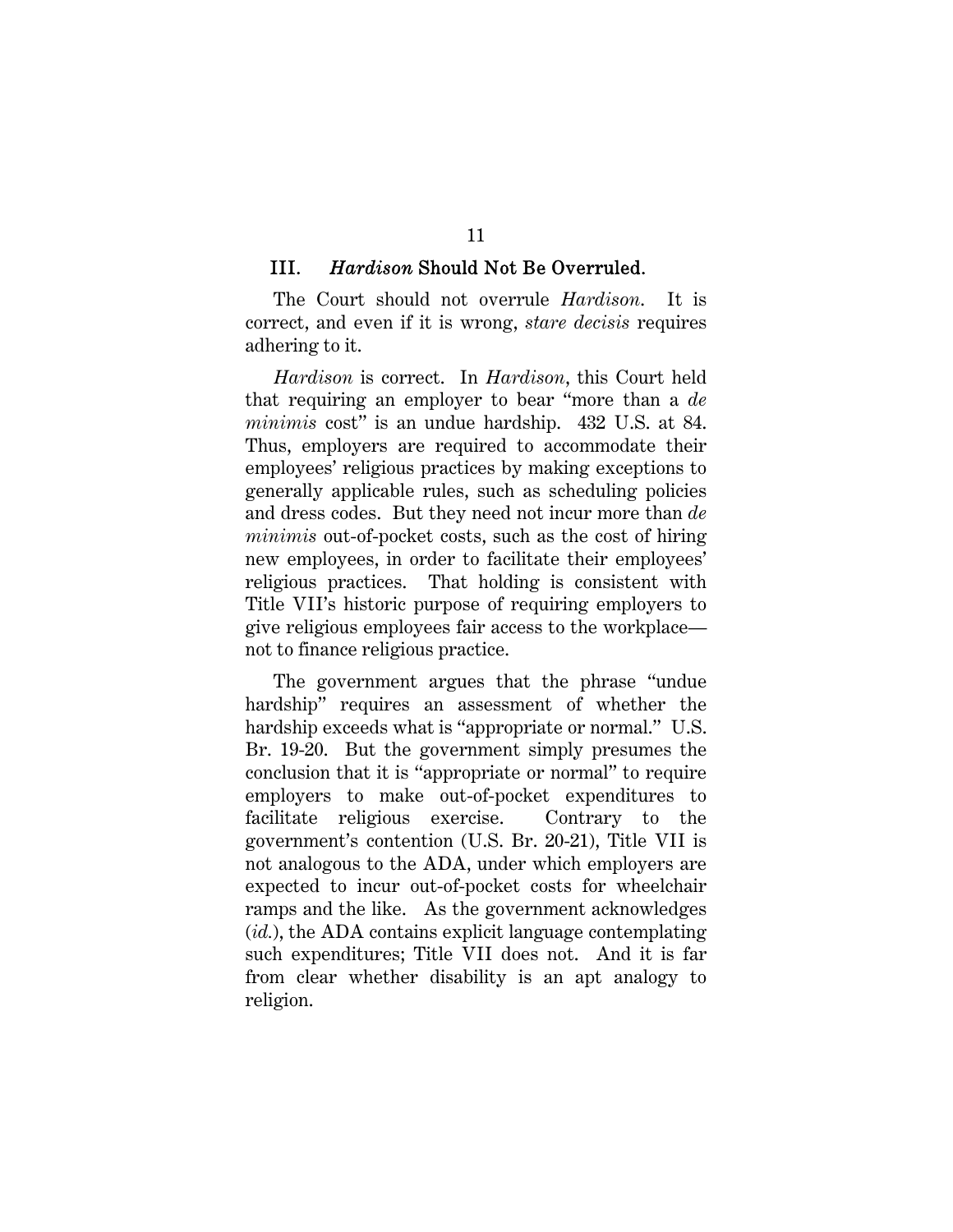### III. *Hardison* Should Not Be Overruled.

The Court should not overrule *Hardison*. It is correct, and even if it is wrong, *stare decisis* requires adhering to it.

*Hardison* is correct. In *Hardison*, this Court held that requiring an employer to bear "more than a *de minimis* cost" is an undue hardship. 432 U.S. at 84. Thus, employers are required to accommodate their employees' religious practices by making exceptions to generally applicable rules, such as scheduling policies and dress codes. But they need not incur more than *de minimis* out-of-pocket costs, such as the cost of hiring new employees, in order to facilitate their employees' religious practices. That holding is consistent with Title VII's historic purpose of requiring employers to give religious employees fair access to the workplace—not to finance religious practice.

The government argues that the phrase "undue hardship" requires an assessment of whether the hardship exceeds what is "appropriate or normal." U.S. Br. 19-20. But the government simply presumes the conclusion that it is "appropriate or normal" to require employers to make out-of-pocket expenditures to facilitate religious exercise. Contrary to the government's contention (U.S. Br. 20-21), Title VII is not analogous to the ADA, under which employers are expected to incur out-of-pocket costs for wheelchair ramps and the like. As the government acknowledges (*id.*), the ADA contains explicit language contemplating such expenditures; Title VII does not. And it is far from clear whether disability is an apt analogy to religion.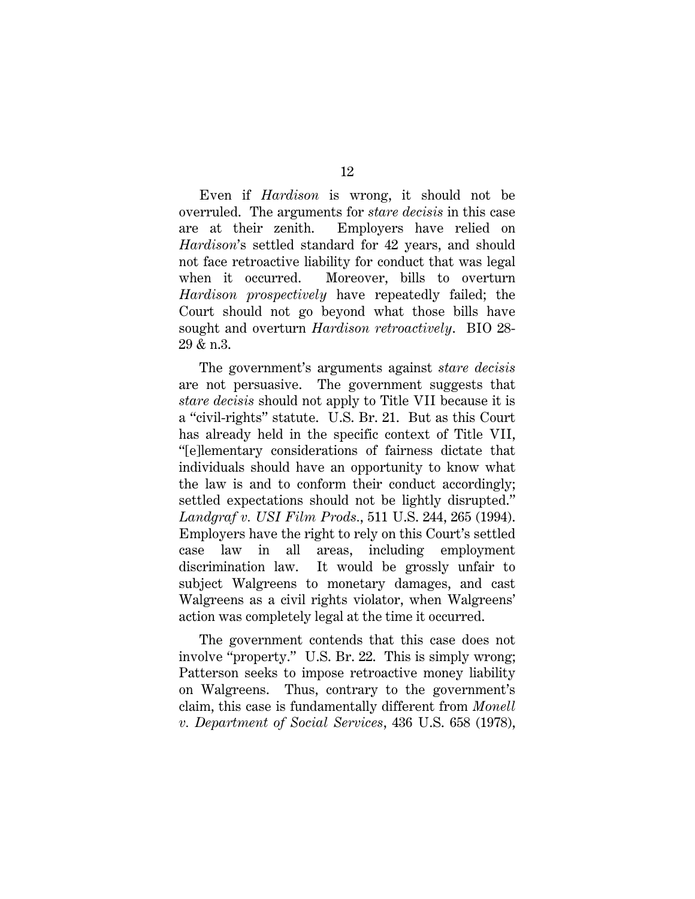Even if *Hardison* is wrong, it should not be overruled. The arguments for *stare decisis* in this case are at their zenith. Employers have relied on *Hardison*'s settled standard for 42 years, and should not face retroactive liability for conduct that was legal when it occurred. Moreover, bills to overturn *Hardison prospectively* have repeatedly failed; the Court should not go beyond what those bills have sought and overturn *Hardison retroactively*. BIO 28-29 & n.3.

The government's arguments against *stare decisis* are not persuasive. The government suggests that *stare decisis* should not apply to Title VII because it is a "civil-rights" statute. U.S. Br. 21. But as this Court has already held in the specific context of Title VII, "[e]lementary considerations of fairness dictate that individuals should have an opportunity to know what the law is and to conform their conduct accordingly; settled expectations should not be lightly disrupted." *Landgraf v. USI Film Prods.*, 511 U.S. 244, 265 (1994). Employers have the right to rely on this Court's settled case law in all areas, including employment discrimination law. It would be grossly unfair to subject Walgreens to monetary damages, and cast Walgreens as a civil rights violator, when Walgreens' action was completely legal at the time it occurred.

The government contends that this case does not involve "property." U.S. Br. 22. This is simply wrong; Patterson seeks to impose retroactive money liability on Walgreens. Thus, contrary to the government's claim, this case is fundamentally different from *Monell v. Department of Social Services*, 436 U.S. 658 (1978),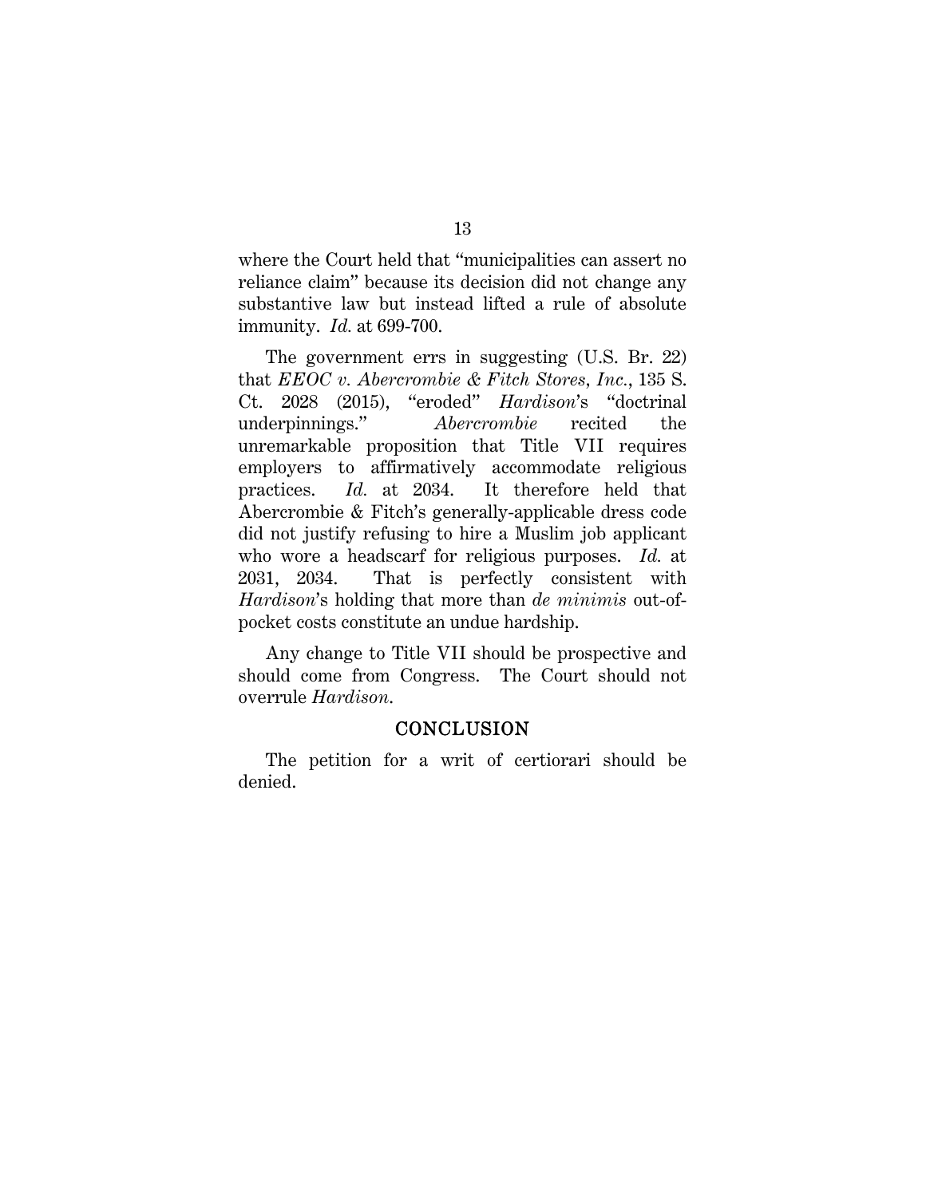where the Court held that "municipalities can assert no reliance claim" because its decision did not change any substantive law but instead lifted a rule of absolute immunity. *Id.* at 699-700.

The government errs in suggesting (U.S. Br. 22) that *EEOC v. Abercrombie & Fitch Stores, Inc.*, 135 S. Ct. 2028 (2015), "eroded" *Hardison*'s "doctrinal underpinnings." *Abercrombie* recited the unremarkable proposition that Title VII requires employers to affirmatively accommodate religious practices. *Id.* at 2034. It therefore held that Abercrombie & Fitch's generally-applicable dress code did not justify refusing to hire a Muslim job applicant who wore a headscarf for religious purposes. *Id.* at 2031, 2034. That is perfectly consistent with *Hardison*'s holding that more than *de minimis* out-of-pocket costs constitute an undue hardship.

Any change to Title VII should be prospective and should come from Congress. The Court should not overrule *Hardison*.

## CONCLUSION

The petition for a writ of certiorari should be denied.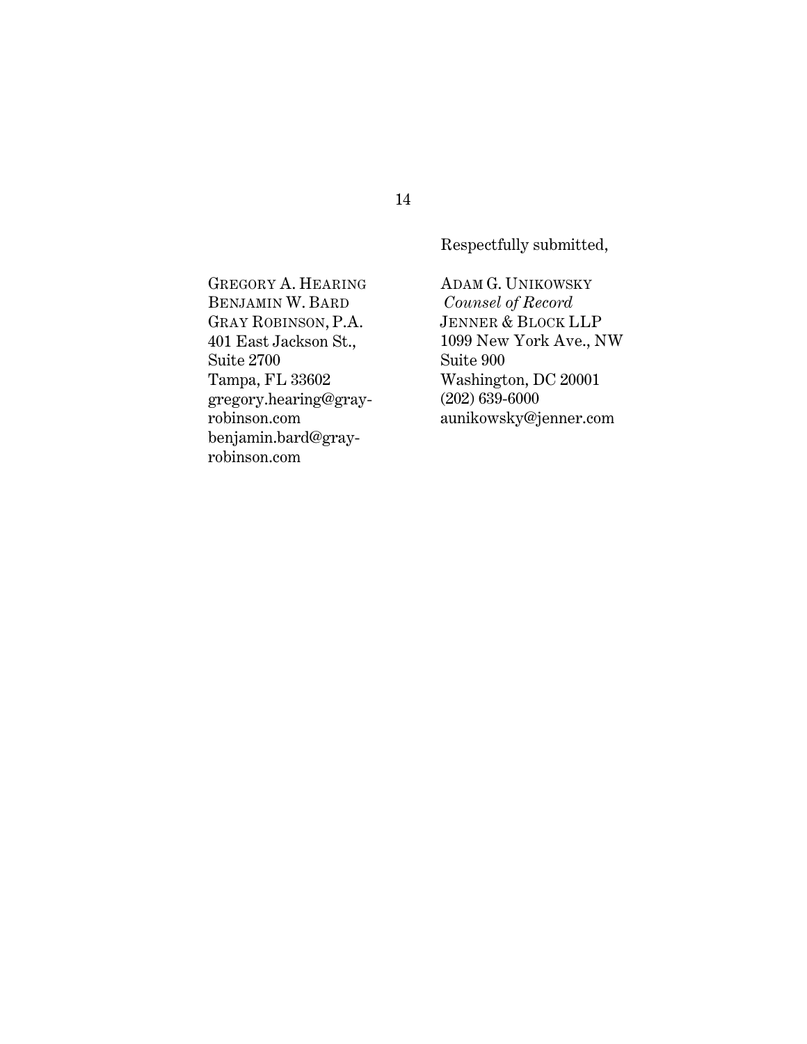Respectfully submitted,

GREGORY A. HEARING
BENJAMIN W. BARD
GRAY ROBINSON, P.A.
401 East Jackson St.,
Suite 2700
Tampa, FL 33602
gregory.hearing@gray-robinson.com
benjamin.bard@gray-robinson.com

ADAM G. UNIKOWSKY
*Counsel of Record*
JENNER & BLOCK LLP
1099 New York Ave., NW
Suite 900
Washington, DC 20001
(202) 639-6000
aunikowsky@jenner.com